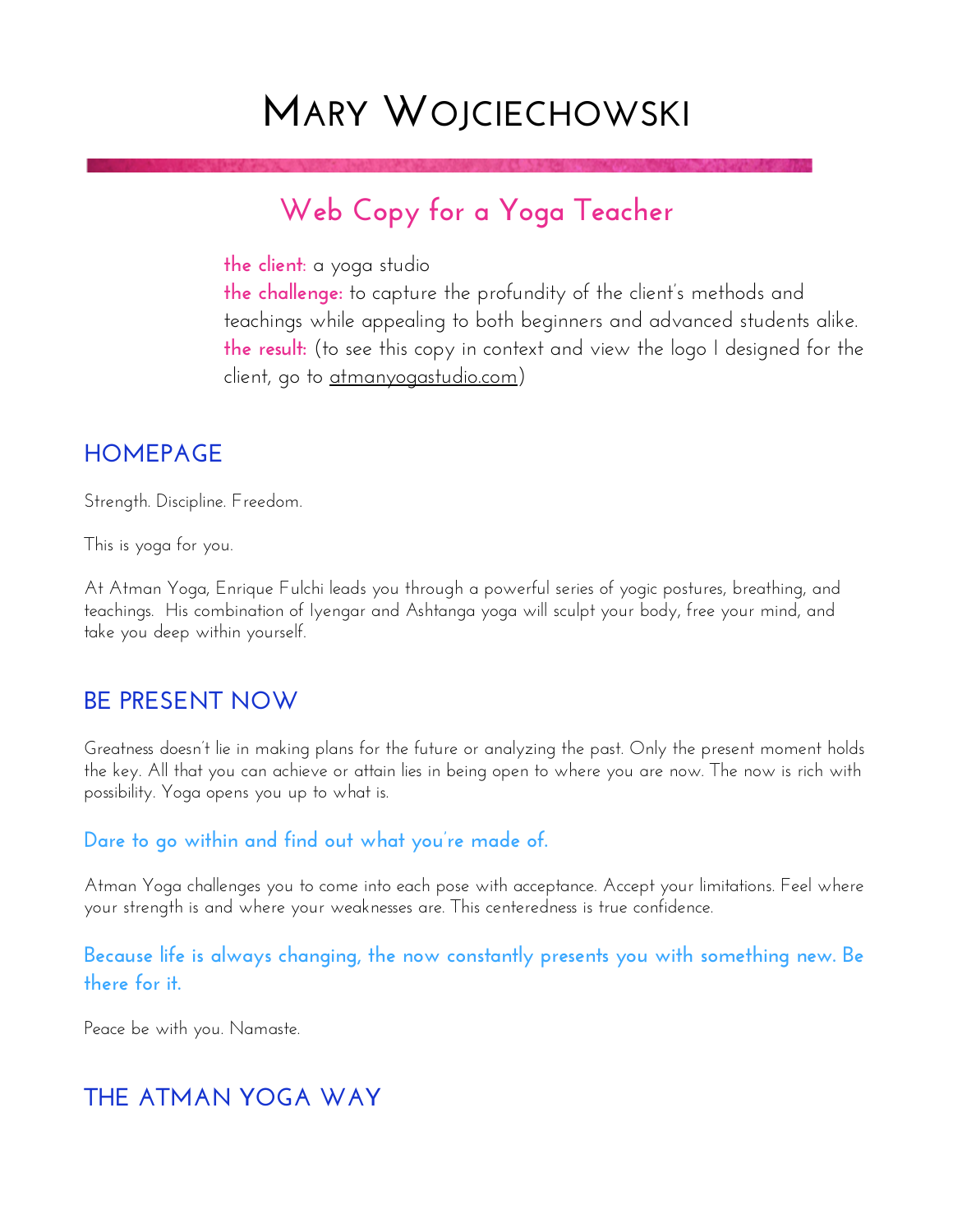# Mary Wojciechowski

## Web Copy for a Yoga Teacher

**the client:** a yoga studio
**the challenge:** to capture the profundity of the client's methods and teachings while appealing to both beginners and advanced students alike.
**the result:** (to see this copy in context and view the logo I designed for the client, go to atmanyogastudio.com)

## HOMEPAGE

Strength. Discipline. Freedom.

This is yoga for you.

At Atman Yoga, Enrique Fulchi leads you through a powerful series of yogic postures, breathing, and teachings. His combination of Iyengar and Ashtanga yoga will sculpt your body, free your mind, and take you deep within yourself.

## BE PRESENT NOW

Greatness doesn't lie in making plans for the future or analyzing the past. Only the present moment holds the key. All that you can achieve or attain lies in being open to where you are now. The now is rich with possibility. Yoga opens you up to what is.

### Dare to go within and find out what you're made of.

Atman Yoga challenges you to come into each pose with acceptance. Accept your limitations. Feel where your strength is and where your weaknesses are. This centeredness is true confidence.

### Because life is always changing, the now constantly presents you with something new. Be there for it.

Peace be with you. Namaste.

## THE ATMAN YOGA WAY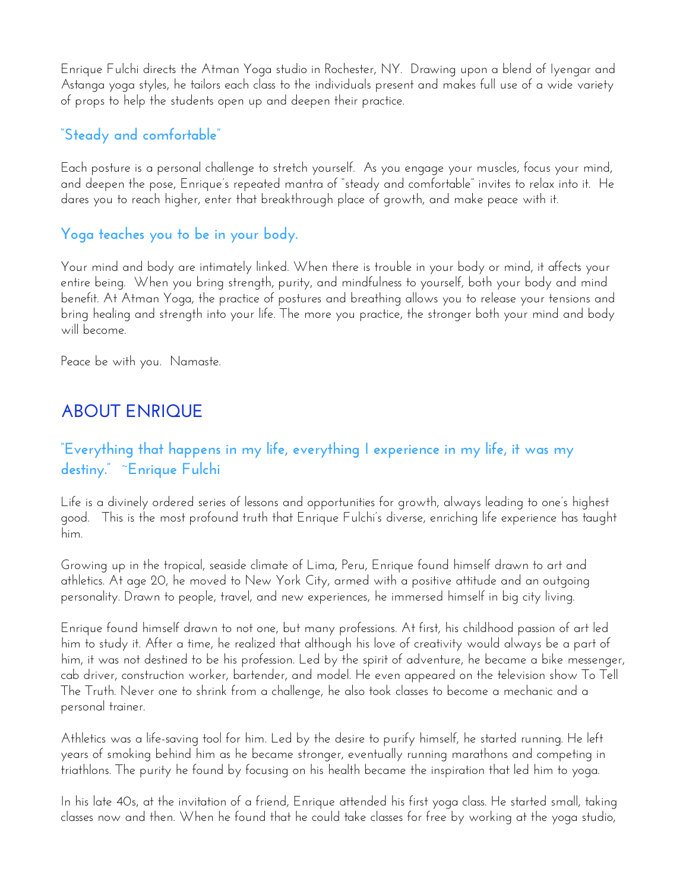Enrique Fulchi directs the Atman Yoga studio in Rochester, NY. Drawing upon a blend of Iyengar and Astanga yoga styles, he tailors each class to the individuals present and makes full use of a wide variety of props to help the students open up and deepen their practice.

### "Steady and comfortable"

Each posture is a personal challenge to stretch yourself. As you engage your muscles, focus your mind, and deepen the pose, Enrique's repeated mantra of "steady and comfortable" invites to relax into it. He dares you to reach higher, enter that breakthrough place of growth, and make peace with it.

### Yoga teaches you to be in your body.

Your mind and body are intimately linked. When there is trouble in your body or mind, it affects your entire being. When you bring strength, purity, and mindfulness to yourself, both your body and mind benefit. At Atman Yoga, the practice of postures and breathing allows you to release your tensions and bring healing and strength into your life. The more you practice, the stronger both your mind and body will become.

Peace be with you. Namaste.

## ABOUT ENRIQUE

### "Everything that happens in my life, everything I experience in my life, it was my destiny." ~Enrique Fulchi

Life is a divinely ordered series of lessons and opportunities for growth, always leading to one's highest good. This is the most profound truth that Enrique Fulchi's diverse, enriching life experience has taught him.

Growing up in the tropical, seaside climate of Lima, Peru, Enrique found himself drawn to art and athletics. At age 20, he moved to New York City, armed with a positive attitude and an outgoing personality. Drawn to people, travel, and new experiences, he immersed himself in big city living.

Enrique found himself drawn to not one, but many professions. At first, his childhood passion of art led him to study it. After a time, he realized that although his love of creativity would always be a part of him, it was not destined to be his profession. Led by the spirit of adventure, he became a bike messenger, cab driver, construction worker, bartender, and model. He even appeared on the television show To Tell The Truth. Never one to shrink from a challenge, he also took classes to become a mechanic and a personal trainer.

Athletics was a life-saving tool for him. Led by the desire to purify himself, he started running. He left years of smoking behind him as he became stronger, eventually running marathons and competing in triathlons. The purity he found by focusing on his health became the inspiration that led him to yoga.

In his late 40s, at the invitation of a friend, Enrique attended his first yoga class. He started small, taking classes now and then. When he found that he could take classes for free by working at the yoga studio,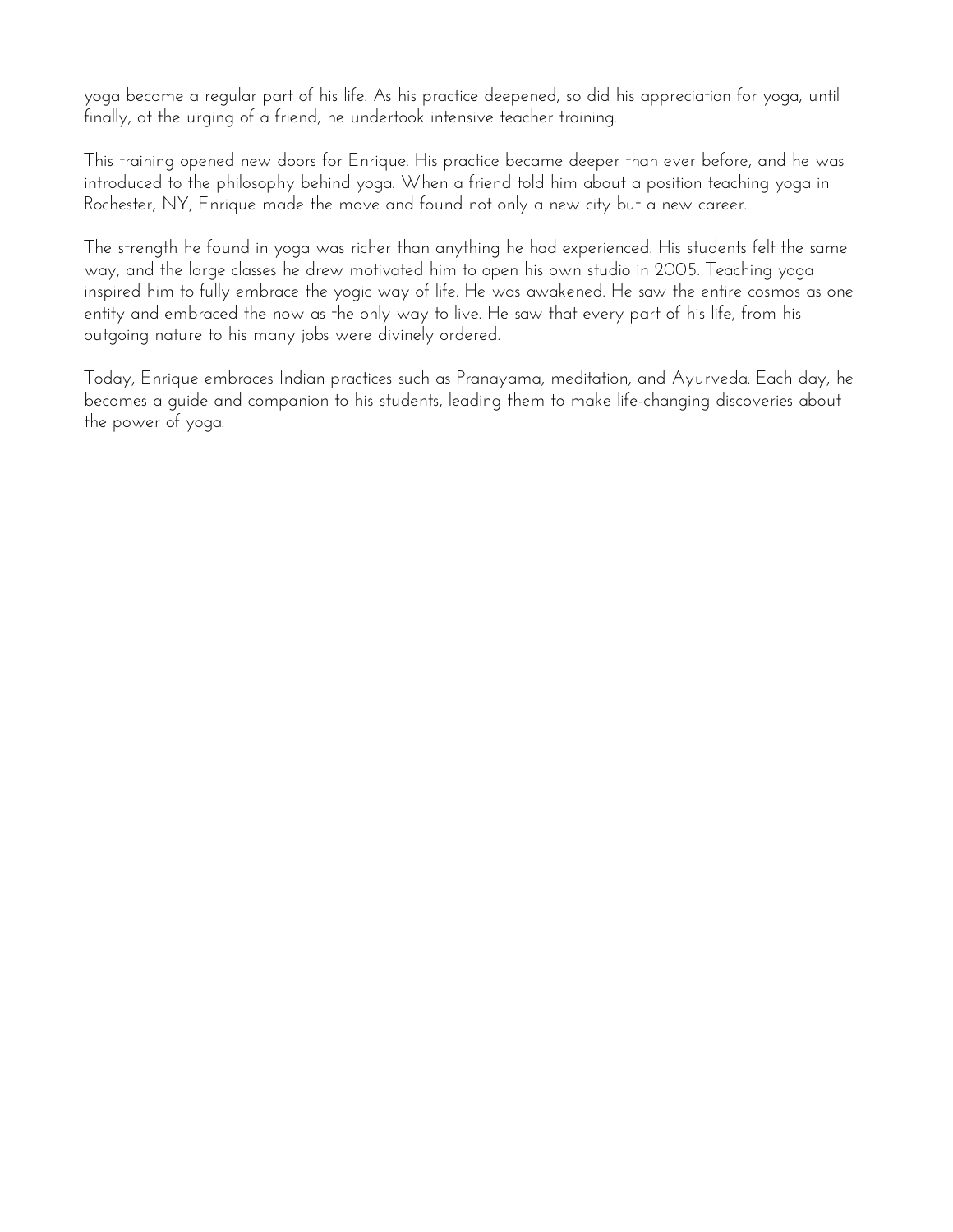yoga became a regular part of his life. As his practice deepened, so did his appreciation for yoga, until finally, at the urging of a friend, he undertook intensive teacher training.

This training opened new doors for Enrique. His practice became deeper than ever before, and he was introduced to the philosophy behind yoga. When a friend told him about a position teaching yoga in Rochester, NY, Enrique made the move and found not only a new city but a new career.

The strength he found in yoga was richer than anything he had experienced. His students felt the same way, and the large classes he drew motivated him to open his own studio in 2005. Teaching yoga inspired him to fully embrace the yogic way of life. He was awakened. He saw the entire cosmos as one entity and embraced the now as the only way to live. He saw that every part of his life, from his outgoing nature to his many jobs were divinely ordered.

Today, Enrique embraces Indian practices such as Pranayama, meditation, and Ayurveda. Each day, he becomes a guide and companion to his students, leading them to make life-changing discoveries about the power of yoga.